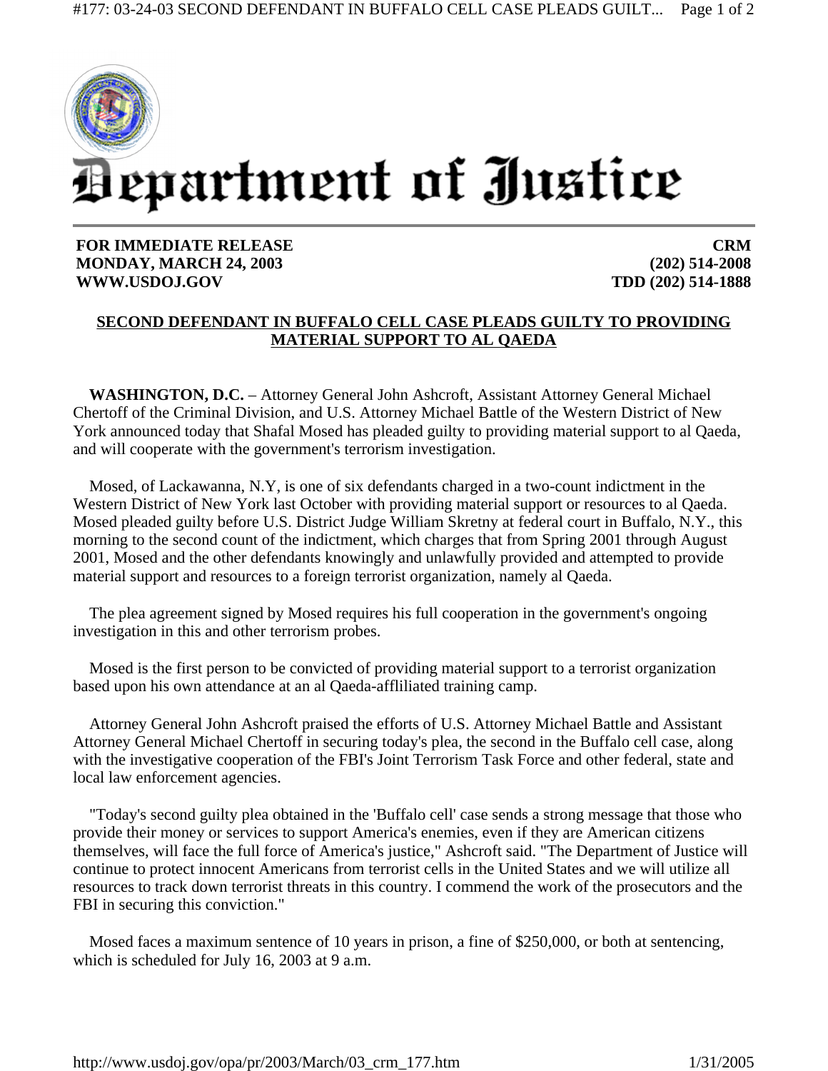# Department of Justice

**FOR IMMEDIATE RELEASE**
**MONDAY, MARCH 24, 2003**
**WWW.USDOJ.GOV**

**CRM**
**(202) 514-2008**
**TDD (202) 514-1888**

## SECOND DEFENDANT IN BUFFALO CELL CASE PLEADS GUILTY TO PROVIDING MATERIAL SUPPORT TO AL QAEDA

**WASHINGTON, D.C.** – Attorney General John Ashcroft, Assistant Attorney General Michael Chertoff of the Criminal Division, and U.S. Attorney Michael Battle of the Western District of New York announced today that Shafal Mosed has pleaded guilty to providing material support to al Qaeda, and will cooperate with the government's terrorism investigation.

Mosed, of Lackawanna, N.Y, is one of six defendants charged in a two-count indictment in the Western District of New York last October with providing material support or resources to al Qaeda. Mosed pleaded guilty before U.S. District Judge William Skretny at federal court in Buffalo, N.Y., this morning to the second count of the indictment, which charges that from Spring 2001 through August 2001, Mosed and the other defendants knowingly and unlawfully provided and attempted to provide material support and resources to a foreign terrorist organization, namely al Qaeda.

The plea agreement signed by Mosed requires his full cooperation in the government's ongoing investigation in this and other terrorism probes.

Mosed is the first person to be convicted of providing material support to a terrorist organization based upon his own attendance at an al Qaeda-affliliated training camp.

Attorney General John Ashcroft praised the efforts of U.S. Attorney Michael Battle and Assistant Attorney General Michael Chertoff in securing today's plea, the second in the Buffalo cell case, along with the investigative cooperation of the FBI's Joint Terrorism Task Force and other federal, state and local law enforcement agencies.

"Today's second guilty plea obtained in the 'Buffalo cell' case sends a strong message that those who provide their money or services to support America's enemies, even if they are American citizens themselves, will face the full force of America's justice," Ashcroft said. "The Department of Justice will continue to protect innocent Americans from terrorist cells in the United States and we will utilize all resources to track down terrorist threats in this country. I commend the work of the prosecutors and the FBI in securing this conviction."

Mosed faces a maximum sentence of 10 years in prison, a fine of $250,000, or both at sentencing, which is scheduled for July 16, 2003 at 9 a.m.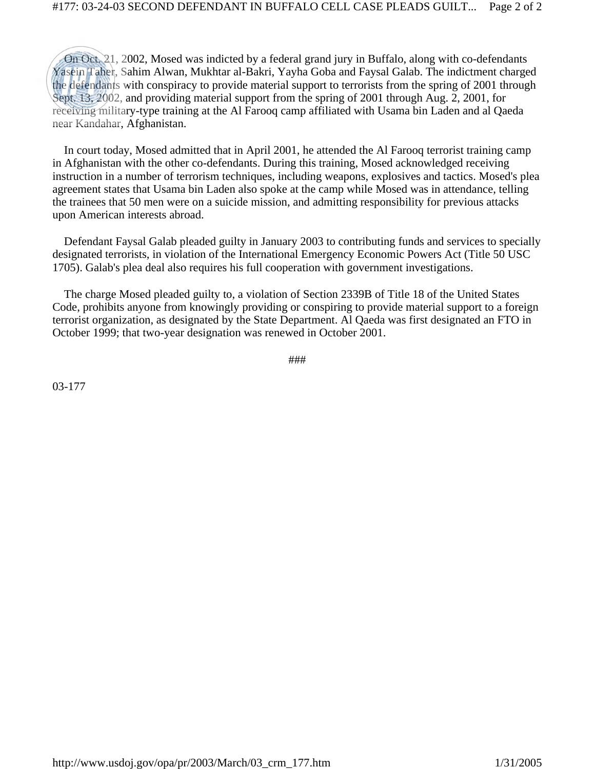On Oct. 21, 2002, Mosed was indicted by a federal grand jury in Buffalo, along with co-defendants Yasein Taher, Sahim Alwan, Mukhtar al-Bakri, Yayha Goba and Faysal Galab. The indictment charged the defendants with conspiracy to provide material support to terrorists from the spring of 2001 through Sept. 13, 2002, and providing material support from the spring of 2001 through Aug. 2, 2001, for receiving military-type training at the Al Farooq camp affiliated with Usama bin Laden and al Qaeda near Kandahar, Afghanistan.

In court today, Mosed admitted that in April 2001, he attended the Al Farooq terrorist training camp in Afghanistan with the other co-defendants. During this training, Mosed acknowledged receiving instruction in a number of terrorism techniques, including weapons, explosives and tactics. Mosed's plea agreement states that Usama bin Laden also spoke at the camp while Mosed was in attendance, telling the trainees that 50 men were on a suicide mission, and admitting responsibility for previous attacks upon American interests abroad.

Defendant Faysal Galab pleaded guilty in January 2003 to contributing funds and services to specially designated terrorists, in violation of the International Emergency Economic Powers Act (Title 50 USC 1705). Galab's plea deal also requires his full cooperation with government investigations.

The charge Mosed pleaded guilty to, a violation of Section 2339B of Title 18 of the United States Code, prohibits anyone from knowingly providing or conspiring to provide material support to a foreign terrorist organization, as designated by the State Department. Al Qaeda was first designated an FTO in October 1999; that two-year designation was renewed in October 2001.

###

03-177